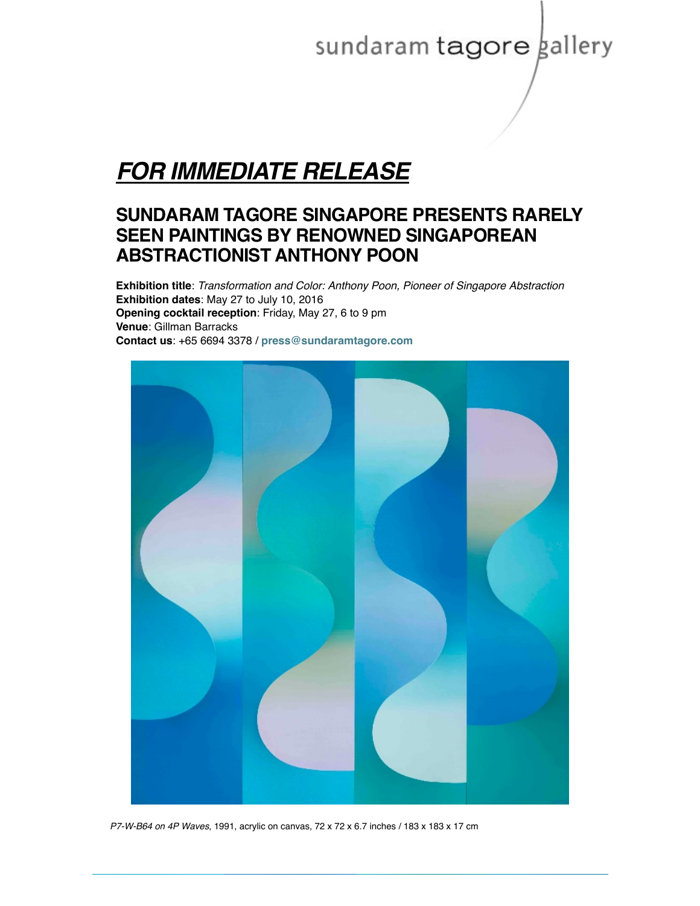sundaram tagore gallery

# ***FOR IMMEDIATE RELEASE***

## SUNDARAM TAGORE SINGAPORE PRESENTS RARELY SEEN PAINTINGS BY RENOWNED SINGAPOREAN ABSTRACTIONIST ANTHONY POON

**Exhibition title**: *Transformation and Color: Anthony Poon, Pioneer of Singapore Abstraction*
**Exhibition dates**: May 27 to July 10, 2016
**Opening cocktail reception**: Friday, May 27, 6 to 9 pm
**Venue**: Gillman Barracks
**Contact us**: +65 6694 3378 / **press@sundaramtagore.com**

*P7-W-B64 on 4P Waves*, 1991, acrylic on canvas, 72 x 72 x 6.7 inches / 183 x 183 x 17 cm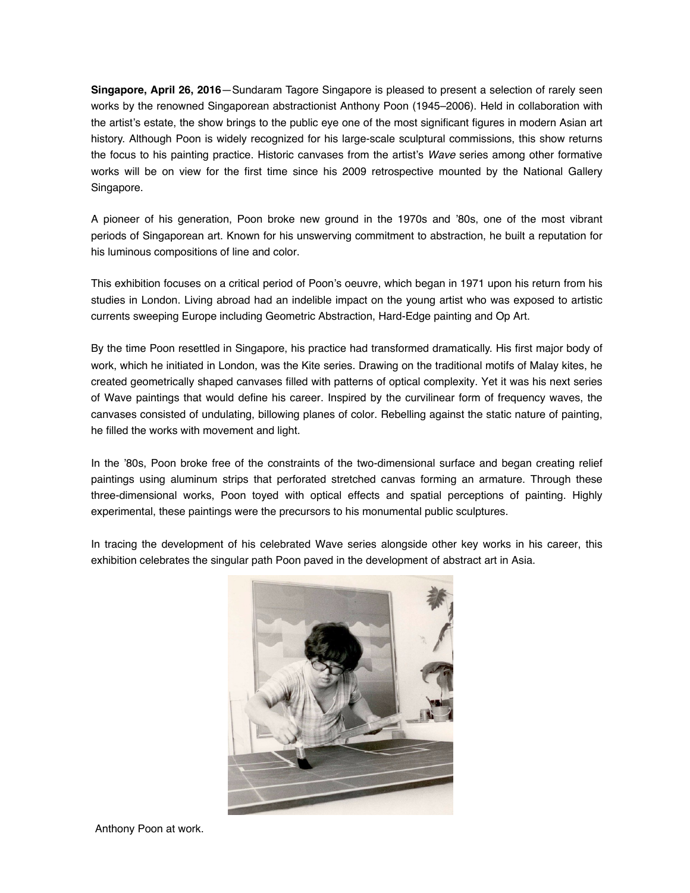**Singapore, April 26, 2016**—Sundaram Tagore Singapore is pleased to present a selection of rarely seen works by the renowned Singaporean abstractionist Anthony Poon (1945–2006). Held in collaboration with the artist's estate, the show brings to the public eye one of the most significant figures in modern Asian art history. Although Poon is widely recognized for his large-scale sculptural commissions, this show returns the focus to his painting practice. Historic canvases from the artist's *Wave* series among other formative works will be on view for the first time since his 2009 retrospective mounted by the National Gallery Singapore.

A pioneer of his generation, Poon broke new ground in the 1970s and '80s, one of the most vibrant periods of Singaporean art. Known for his unswerving commitment to abstraction, he built a reputation for his luminous compositions of line and color.

This exhibition focuses on a critical period of Poon's oeuvre, which began in 1971 upon his return from his studies in London. Living abroad had an indelible impact on the young artist who was exposed to artistic currents sweeping Europe including Geometric Abstraction, Hard-Edge painting and Op Art.

By the time Poon resettled in Singapore, his practice had transformed dramatically. His first major body of work, which he initiated in London, was the Kite series. Drawing on the traditional motifs of Malay kites, he created geometrically shaped canvases filled with patterns of optical complexity. Yet it was his next series of Wave paintings that would define his career. Inspired by the curvilinear form of frequency waves, the canvases consisted of undulating, billowing planes of color. Rebelling against the static nature of painting, he filled the works with movement and light.

In the '80s, Poon broke free of the constraints of the two-dimensional surface and began creating relief paintings using aluminum strips that perforated stretched canvas forming an armature. Through these three-dimensional works, Poon toyed with optical effects and spatial perceptions of painting. Highly experimental, these paintings were the precursors to his monumental public sculptures.

In tracing the development of his celebrated Wave series alongside other key works in his career, this exhibition celebrates the singular path Poon paved in the development of abstract art in Asia.

Anthony Poon at work.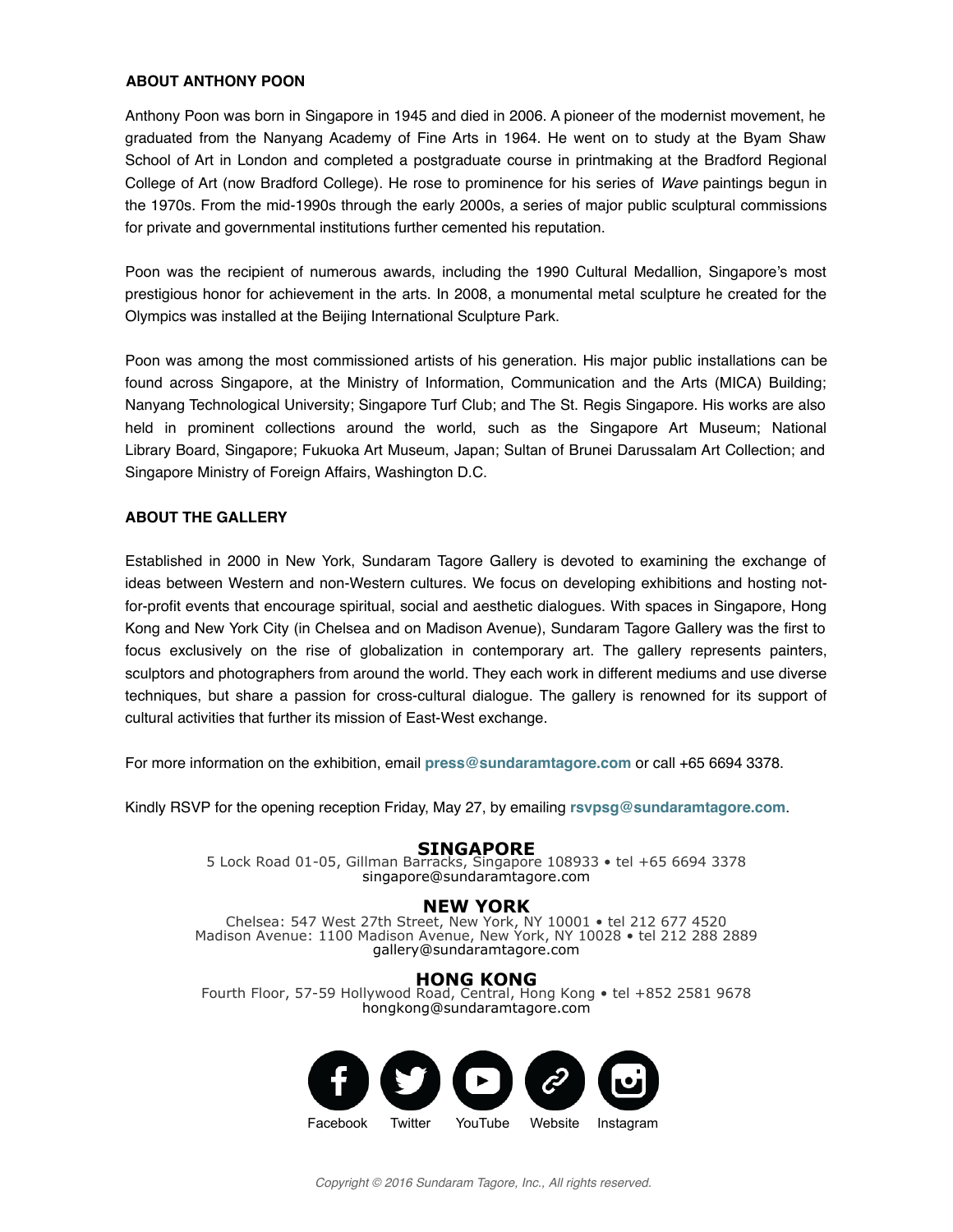## ABOUT ANTHONY POON

Anthony Poon was born in Singapore in 1945 and died in 2006. A pioneer of the modernist movement, he graduated from the Nanyang Academy of Fine Arts in 1964. He went on to study at the Byam Shaw School of Art in London and completed a postgraduate course in printmaking at the Bradford Regional College of Art (now Bradford College). He rose to prominence for his series of *Wave* paintings begun in the 1970s. From the mid-1990s through the early 2000s, a series of major public sculptural commissions for private and governmental institutions further cemented his reputation.

Poon was the recipient of numerous awards, including the 1990 Cultural Medallion, Singapore's most prestigious honor for achievement in the arts. In 2008, a monumental metal sculpture he created for the Olympics was installed at the Beijing International Sculpture Park.

Poon was among the most commissioned artists of his generation. His major public installations can be found across Singapore, at the Ministry of Information, Communication and the Arts (MICA) Building; Nanyang Technological University; Singapore Turf Club; and The St. Regis Singapore. His works are also held in prominent collections around the world, such as the Singapore Art Museum; National Library Board, Singapore; Fukuoka Art Museum, Japan; Sultan of Brunei Darussalam Art Collection; and Singapore Ministry of Foreign Affairs, Washington D.C.

## ABOUT THE GALLERY

Established in 2000 in New York, Sundaram Tagore Gallery is devoted to examining the exchange of ideas between Western and non-Western cultures. We focus on developing exhibitions and hosting not-for-profit events that encourage spiritual, social and aesthetic dialogues. With spaces in Singapore, Hong Kong and New York City (in Chelsea and on Madison Avenue), Sundaram Tagore Gallery was the first to focus exclusively on the rise of globalization in contemporary art. The gallery represents painters, sculptors and photographers from around the world. They each work in different mediums and use diverse techniques, but share a passion for cross-cultural dialogue. The gallery is renowned for its support of cultural activities that further its mission of East-West exchange.

For more information on the exhibition, email **press@sundaramtagore.com** or call +65 6694 3378.

Kindly RSVP for the opening reception Friday, May 27, by emailing **rsvpsg@sundaramtagore.com**.

**SINGAPORE**
5 Lock Road 01-05, Gillman Barracks, Singapore 108933 • tel +65 6694 3378
singapore@sundaramtagore.com

**NEW YORK**
Chelsea: 547 West 27th Street, New York, NY 10001 • tel 212 677 4520
Madison Avenue: 1100 Madison Avenue, New York, NY 10028 • tel 212 288 2889
gallery@sundaramtagore.com

**HONG KONG**
Fourth Floor, 57-59 Hollywood Road, Central, Hong Kong • tel +852 2581 9678
hongkong@sundaramtagore.com

Facebook Twitter YouTube Website Instagram

*Copyright © 2016 Sundaram Tagore, Inc., All rights reserved.*